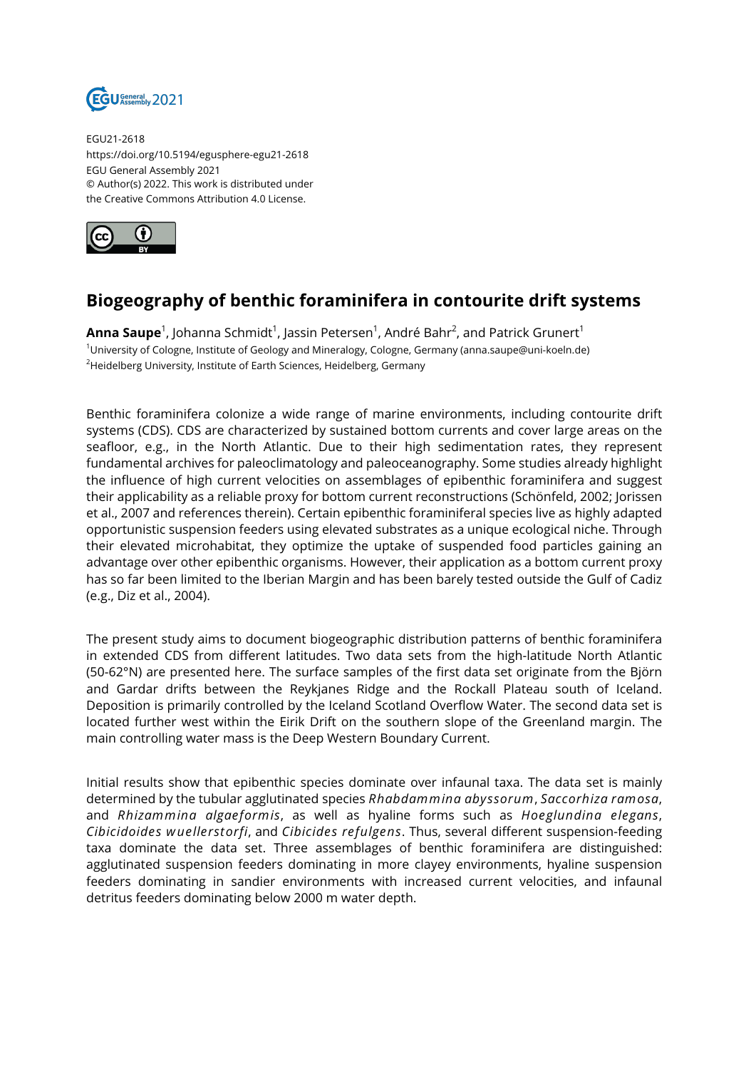EGU21-2618
https://doi.org/10.5194/egusphere-egu21-2618
EGU General Assembly 2021
© Author(s) 2022. This work is distributed under
the Creative Commons Attribution 4.0 License.

# Biogeography of benthic foraminifera in contourite drift systems

**Anna Saupe**[1], Johanna Schmidt[1], Jassin Petersen[1], André Bahr[2], and Patrick Grunert[1]

[1]University of Cologne, Institute of Geology and Mineralogy, Cologne, Germany (anna.saupe@uni-koeln.de)
[2]Heidelberg University, Institute of Earth Sciences, Heidelberg, Germany

Benthic foraminifera colonize a wide range of marine environments, including contourite drift systems (CDS). CDS are characterized by sustained bottom currents and cover large areas on the seafloor, e.g., in the North Atlantic. Due to their high sedimentation rates, they represent fundamental archives for paleoclimatology and paleoceanography. Some studies already highlight the influence of high current velocities on assemblages of epibenthic foraminifera and suggest their applicability as a reliable proxy for bottom current reconstructions (Schönfeld, 2002; Jorissen et al., 2007 and references therein). Certain epibenthic foraminiferal species live as highly adapted opportunistic suspension feeders using elevated substrates as a unique ecological niche. Through their elevated microhabitat, they optimize the uptake of suspended food particles gaining an advantage over other epibenthic organisms. However, their application as a bottom current proxy has so far been limited to the Iberian Margin and has been barely tested outside the Gulf of Cadiz (e.g., Diz et al., 2004).

The present study aims to document biogeographic distribution patterns of benthic foraminifera in extended CDS from different latitudes. Two data sets from the high-latitude North Atlantic (50-62°N) are presented here. The surface samples of the first data set originate from the Björn and Gardar drifts between the Reykjanes Ridge and the Rockall Plateau south of Iceland. Deposition is primarily controlled by the Iceland Scotland Overflow Water. The second data set is located further west within the Eirik Drift on the southern slope of the Greenland margin. The main controlling water mass is the Deep Western Boundary Current.

Initial results show that epibenthic species dominate over infaunal taxa. The data set is mainly determined by the tubular agglutinated species *Rhabdammina abyssorum*, *Saccorhiza ramosa*, and *Rhizammina algaeformis*, as well as hyaline forms such as *Hoeglundina elegans*, *Cibicidoides wuellerstorfi*, and *Cibicides refulgens*. Thus, several different suspension-feeding taxa dominate the data set. Three assemblages of benthic foraminifera are distinguished: agglutinated suspension feeders dominating in more clayey environments, hyaline suspension feeders dominating in sandier environments with increased current velocities, and infaunal detritus feeders dominating below 2000 m water depth.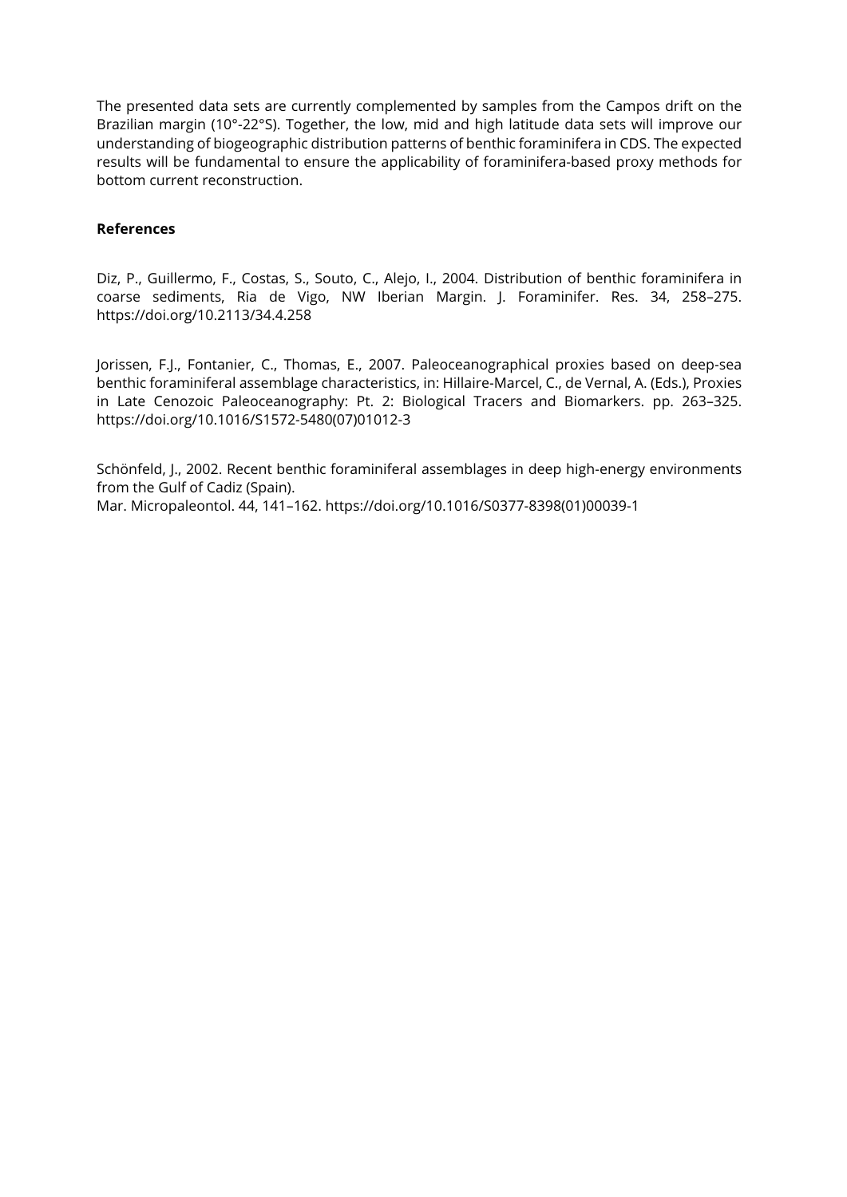The presented data sets are currently complemented by samples from the Campos drift on the Brazilian margin (10°-22°S). Together, the low, mid and high latitude data sets will improve our understanding of biogeographic distribution patterns of benthic foraminifera in CDS. The expected results will be fundamental to ensure the applicability of foraminifera-based proxy methods for bottom current reconstruction.

**References**

Diz, P., Guillermo, F., Costas, S., Souto, C., Alejo, I., 2004. Distribution of benthic foraminifera in coarse sediments, Ria de Vigo, NW Iberian Margin. J. Foraminifer. Res. 34, 258–275. https://doi.org/10.2113/34.4.258

Jorissen, F.J., Fontanier, C., Thomas, E., 2007. Paleoceanographical proxies based on deep-sea benthic foraminiferal assemblage characteristics, in: Hillaire-Marcel, C., de Vernal, A. (Eds.), Proxies in Late Cenozoic Paleoceanography: Pt. 2: Biological Tracers and Biomarkers. pp. 263–325. https://doi.org/10.1016/S1572-5480(07)01012-3

Schönfeld, J., 2002. Recent benthic foraminiferal assemblages in deep high-energy environments from the Gulf of Cadiz (Spain).
Mar. Micropaleontol. 44, 141–162. https://doi.org/10.1016/S0377-8398(01)00039-1